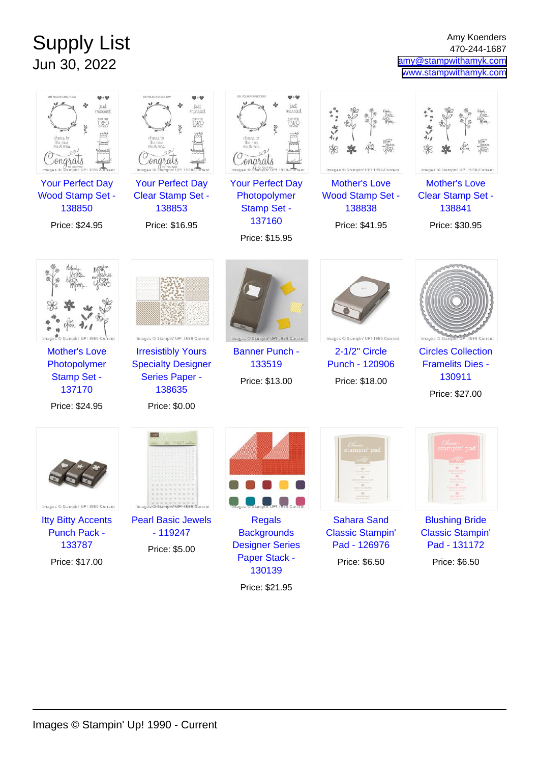# Supply List

## Jun 30, 2022

Amy Koenders
470-244-1687
amy@stampwithamyk.com
www.stampwithamyk.com

Your Perfect Day Wood Stamp Set - 138850
Price: $24.95

Your Perfect Day Clear Stamp Set - 138853
Price: $16.95

Your Perfect Day Photopolymer Stamp Set - 137160
Price: $15.95

Mother's Love Wood Stamp Set - 138838
Price: $41.95

Mother's Love Clear Stamp Set - 138841
Price: $30.95

Mother's Love Photopolymer Stamp Set - 137170
Price: $24.95

Irresistibly Yours Specialty Designer Series Paper - 138635
Price: $0.00

Banner Punch - 133519
Price: $13.00

2-1/2" Circle Punch - 120906
Price: $18.00

Circles Collection Framelits Dies - 130911
Price: $27.00

Itty Bitty Accents Punch Pack - 133787
Price: $17.00

Pearl Basic Jewels - 119247
Price: $5.00

Regals Backgrounds Designer Series Paper Stack - 130139
Price: $21.95

Sahara Sand Classic Stampin' Pad - 126976
Price: $6.50

Blushing Bride Classic Stampin' Pad - 131172
Price: $6.50

Images © Stampin' Up! 1990 - Current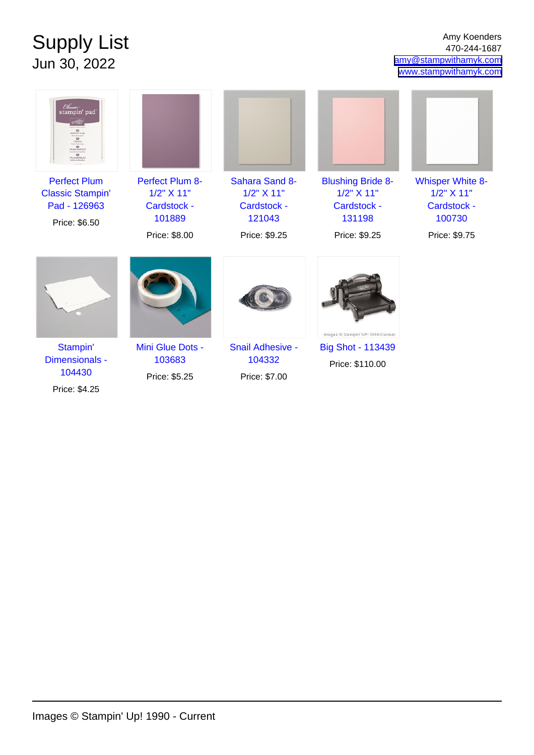# Supply List

Jun 30, 2022

Amy Koenders
470-244-1687
amy@stampwithamyk.com
www.stampwithamyk.com

Perfect Plum Classic Stampin' Pad - 126963

Price: $6.50

Perfect Plum 8-1/2" X 11" Cardstock - 101889

Price: $8.00

Sahara Sand 8-1/2" X 11" Cardstock - 121043

Price: $9.25

Blushing Bride 8-1/2" X 11" Cardstock - 131198

Price: $9.25

Whisper White 8-1/2" X 11" Cardstock - 100730

Price: $9.75

Stampin' Dimensionals - 104430

Price: $4.25

Mini Glue Dots - 103683

Price: $5.25

Snail Adhesive - 104332

Price: $7.00

Big Shot - 113439

Price: $110.00

Images © Stampin' Up! 1990 - Current